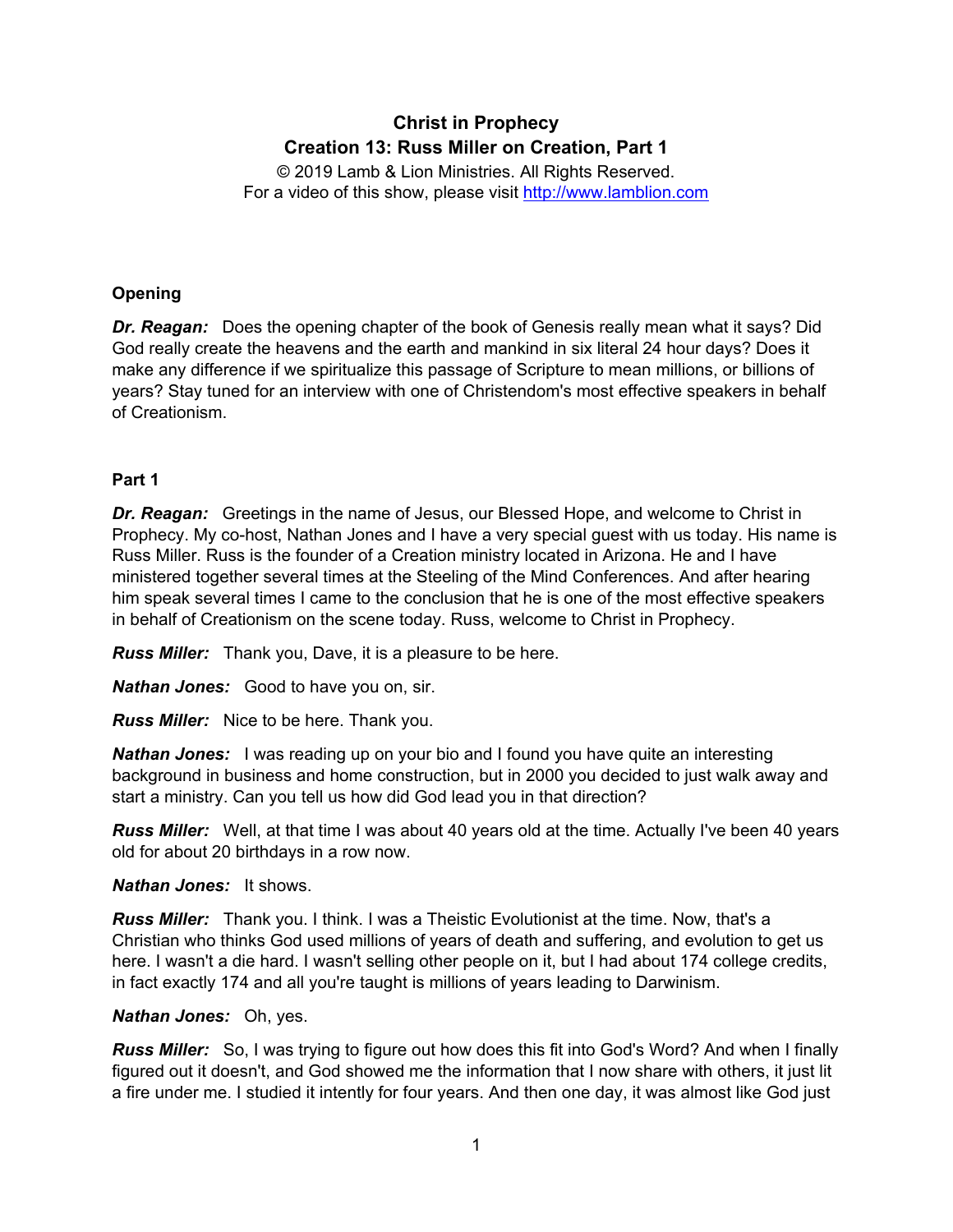**Christ in Prophecy**
**Creation 13: Russ Miller on Creation, Part 1**

© 2019 Lamb & Lion Ministries. All Rights Reserved.
For a video of this show, please visit [http://www.lamblion.com](http://www.lamblion.com)

### Opening

***Dr. Reagan:*** Does the opening chapter of the book of Genesis really mean what it says? Did God really create the heavens and the earth and mankind in six literal 24 hour days? Does it make any difference if we spiritualize this passage of Scripture to mean millions, or billions of years? Stay tuned for an interview with one of Christendom's most effective speakers in behalf of Creationism.

### Part 1

***Dr. Reagan:*** Greetings in the name of Jesus, our Blessed Hope, and welcome to Christ in Prophecy. My co-host, Nathan Jones and I have a very special guest with us today. His name is Russ Miller. Russ is the founder of a Creation ministry located in Arizona. He and I have ministered together several times at the Steeling of the Mind Conferences. And after hearing him speak several times I came to the conclusion that he is one of the most effective speakers in behalf of Creationism on the scene today. Russ, welcome to Christ in Prophecy.

***Russ Miller:*** Thank you, Dave, it is a pleasure to be here.

***Nathan Jones:*** Good to have you on, sir.

***Russ Miller:*** Nice to be here. Thank you.

***Nathan Jones:*** I was reading up on your bio and I found you have quite an interesting background in business and home construction, but in 2000 you decided to just walk away and start a ministry. Can you tell us how did God lead you in that direction?

***Russ Miller:*** Well, at that time I was about 40 years old at the time. Actually I've been 40 years old for about 20 birthdays in a row now.

***Nathan Jones:*** It shows.

***Russ Miller:*** Thank you. I think. I was a Theistic Evolutionist at the time. Now, that's a Christian who thinks God used millions of years of death and suffering, and evolution to get us here. I wasn't a die hard. I wasn't selling other people on it, but I had about 174 college credits, in fact exactly 174 and all you're taught is millions of years leading to Darwinism.

***Nathan Jones:*** Oh, yes.

***Russ Miller:*** So, I was trying to figure out how does this fit into God's Word? And when I finally figured out it doesn't, and God showed me the information that I now share with others, it just lit a fire under me. I studied it intently for four years. And then one day, it was almost like God just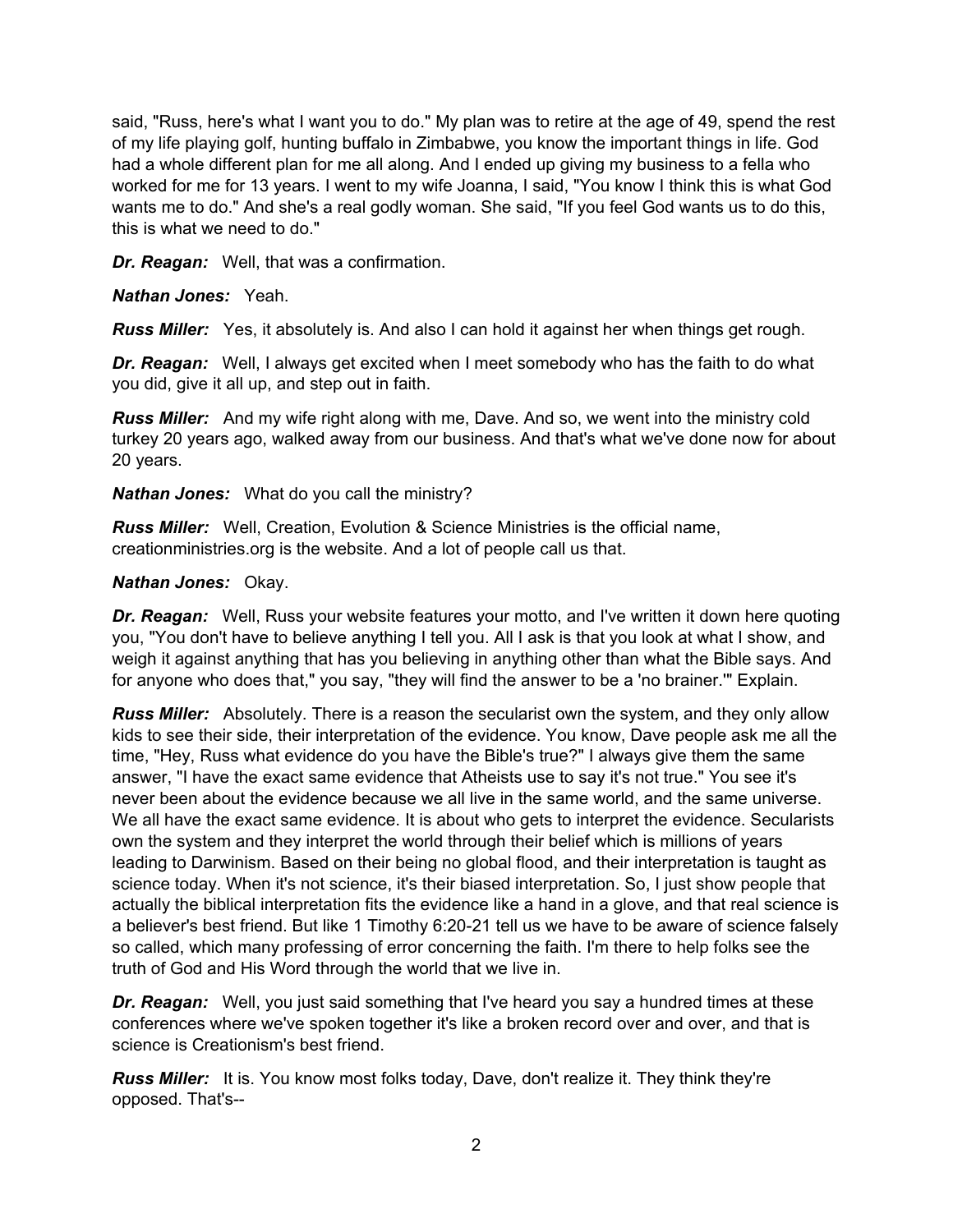said, "Russ, here's what I want you to do." My plan was to retire at the age of 49, spend the rest of my life playing golf, hunting buffalo in Zimbabwe, you know the important things in life. God had a whole different plan for me all along. And I ended up giving my business to a fella who worked for me for 13 years. I went to my wife Joanna, I said, "You know I think this is what God wants me to do." And she's a real godly woman. She said, "If you feel God wants us to do this, this is what we need to do."

***Dr. Reagan:*** Well, that was a confirmation.

***Nathan Jones:*** Yeah.

***Russ Miller:*** Yes, it absolutely is. And also I can hold it against her when things get rough.

***Dr. Reagan:*** Well, I always get excited when I meet somebody who has the faith to do what you did, give it all up, and step out in faith.

***Russ Miller:*** And my wife right along with me, Dave. And so, we went into the ministry cold turkey 20 years ago, walked away from our business. And that's what we've done now for about 20 years.

***Nathan Jones:*** What do you call the ministry?

***Russ Miller:*** Well, Creation, Evolution & Science Ministries is the official name, creationministries.org is the website. And a lot of people call us that.

***Nathan Jones:*** Okay.

***Dr. Reagan:*** Well, Russ your website features your motto, and I've written it down here quoting you, "You don't have to believe anything I tell you. All I ask is that you look at what I show, and weigh it against anything that has you believing in anything other than what the Bible says. And for anyone who does that," you say, "they will find the answer to be a 'no brainer.'" Explain.

***Russ Miller:*** Absolutely. There is a reason the secularist own the system, and they only allow kids to see their side, their interpretation of the evidence. You know, Dave people ask me all the time, "Hey, Russ what evidence do you have the Bible's true?" I always give them the same answer, "I have the exact same evidence that Atheists use to say it's not true." You see it's never been about the evidence because we all live in the same world, and the same universe. We all have the exact same evidence. It is about who gets to interpret the evidence. Secularists own the system and they interpret the world through their belief which is millions of years leading to Darwinism. Based on their being no global flood, and their interpretation is taught as science today. When it's not science, it's their biased interpretation. So, I just show people that actually the biblical interpretation fits the evidence like a hand in a glove, and that real science is a believer's best friend. But like 1 Timothy 6:20-21 tell us we have to be aware of science falsely so called, which many professing of error concerning the faith. I'm there to help folks see the truth of God and His Word through the world that we live in.

***Dr. Reagan:*** Well, you just said something that I've heard you say a hundred times at these conferences where we've spoken together it's like a broken record over and over, and that is science is Creationism's best friend.

***Russ Miller:*** It is. You know most folks today, Dave, don't realize it. They think they're opposed. That's--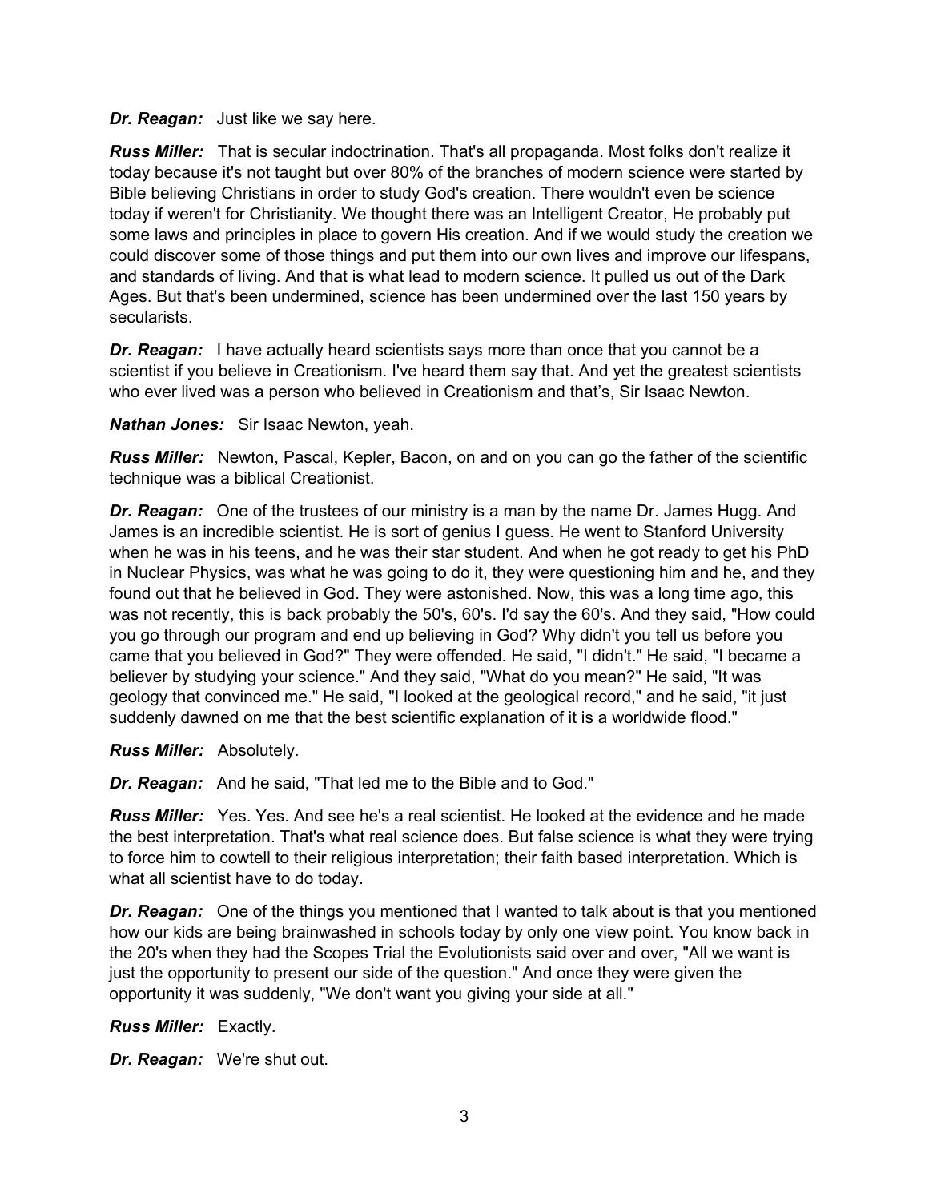***Dr. Reagan:*** Just like we say here.

***Russ Miller:*** That is secular indoctrination. That's all propaganda. Most folks don't realize it today because it's not taught but over 80% of the branches of modern science were started by Bible believing Christians in order to study God's creation. There wouldn't even be science today if weren't for Christianity. We thought there was an Intelligent Creator, He probably put some laws and principles in place to govern His creation. And if we would study the creation we could discover some of those things and put them into our own lives and improve our lifespans, and standards of living. And that is what lead to modern science. It pulled us out of the Dark Ages. But that's been undermined, science has been undermined over the last 150 years by secularists.

***Dr. Reagan:*** I have actually heard scientists says more than once that you cannot be a scientist if you believe in Creationism. I've heard them say that. And yet the greatest scientists who ever lived was a person who believed in Creationism and that's, Sir Isaac Newton.

***Nathan Jones:*** Sir Isaac Newton, yeah.

***Russ Miller:*** Newton, Pascal, Kepler, Bacon, on and on you can go the father of the scientific technique was a biblical Creationist.

***Dr. Reagan:*** One of the trustees of our ministry is a man by the name Dr. James Hugg. And James is an incredible scientist. He is sort of genius I guess. He went to Stanford University when he was in his teens, and he was their star student. And when he got ready to get his PhD in Nuclear Physics, was what he was going to do it, they were questioning him and he, and they found out that he believed in God. They were astonished. Now, this was a long time ago, this was not recently, this is back probably the 50's, 60's. I'd say the 60's. And they said, "How could you go through our program and end up believing in God? Why didn't you tell us before you came that you believed in God?" They were offended. He said, "I didn't." He said, "I became a believer by studying your science." And they said, "What do you mean?" He said, "It was geology that convinced me." He said, "I looked at the geological record," and he said, "it just suddenly dawned on me that the best scientific explanation of it is a worldwide flood."

***Russ Miller:*** Absolutely.

***Dr. Reagan:*** And he said, "That led me to the Bible and to God."

***Russ Miller:*** Yes. Yes. And see he's a real scientist. He looked at the evidence and he made the best interpretation. That's what real science does. But false science is what they were trying to force him to cowtell to their religious interpretation; their faith based interpretation. Which is what all scientist have to do today.

***Dr. Reagan:*** One of the things you mentioned that I wanted to talk about is that you mentioned how our kids are being brainwashed in schools today by only one view point. You know back in the 20's when they had the Scopes Trial the Evolutionists said over and over, "All we want is just the opportunity to present our side of the question." And once they were given the opportunity it was suddenly, "We don't want you giving your side at all."

***Russ Miller:*** Exactly.

***Dr. Reagan:*** We're shut out.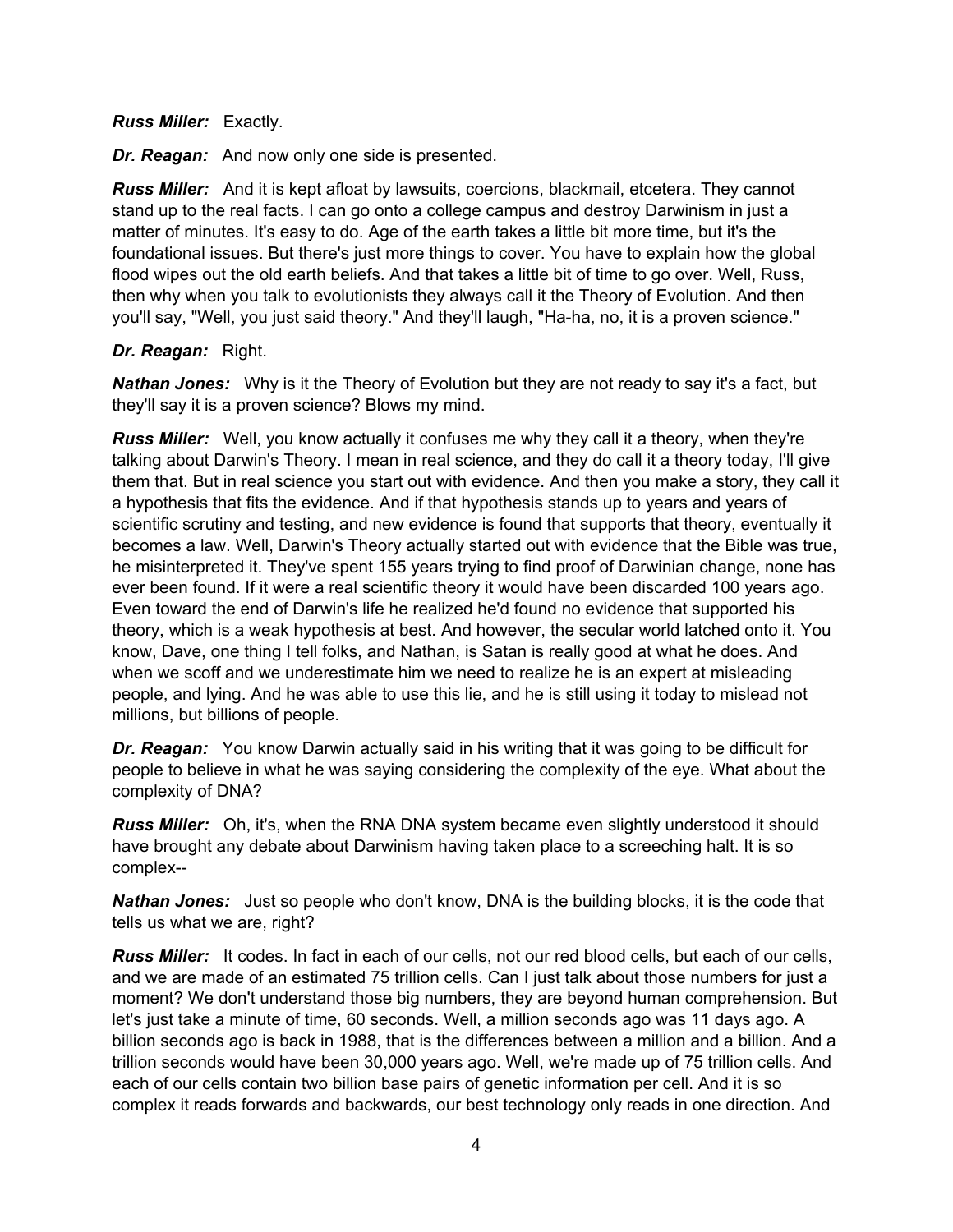***Russ Miller:*** Exactly.

***Dr. Reagan:*** And now only one side is presented.

***Russ Miller:*** And it is kept afloat by lawsuits, coercions, blackmail, etcetera. They cannot stand up to the real facts. I can go onto a college campus and destroy Darwinism in just a matter of minutes. It's easy to do. Age of the earth takes a little bit more time, but it's the foundational issues. But there's just more things to cover. You have to explain how the global flood wipes out the old earth beliefs. And that takes a little bit of time to go over. Well, Russ, then why when you talk to evolutionists they always call it the Theory of Evolution. And then you'll say, "Well, you just said theory." And they'll laugh, "Ha-ha, no, it is a proven science."

***Dr. Reagan:*** Right.

***Nathan Jones:*** Why is it the Theory of Evolution but they are not ready to say it's a fact, but they'll say it is a proven science? Blows my mind.

***Russ Miller:*** Well, you know actually it confuses me why they call it a theory, when they're talking about Darwin's Theory. I mean in real science, and they do call it a theory today, I'll give them that. But in real science you start out with evidence. And then you make a story, they call it a hypothesis that fits the evidence. And if that hypothesis stands up to years and years of scientific scrutiny and testing, and new evidence is found that supports that theory, eventually it becomes a law. Well, Darwin's Theory actually started out with evidence that the Bible was true, he misinterpreted it. They've spent 155 years trying to find proof of Darwinian change, none has ever been found. If it were a real scientific theory it would have been discarded 100 years ago. Even toward the end of Darwin's life he realized he'd found no evidence that supported his theory, which is a weak hypothesis at best. And however, the secular world latched onto it. You know, Dave, one thing I tell folks, and Nathan, is Satan is really good at what he does. And when we scoff and we underestimate him we need to realize he is an expert at misleading people, and lying. And he was able to use this lie, and he is still using it today to mislead not millions, but billions of people.

***Dr. Reagan:*** You know Darwin actually said in his writing that it was going to be difficult for people to believe in what he was saying considering the complexity of the eye. What about the complexity of DNA?

***Russ Miller:*** Oh, it's, when the RNA DNA system became even slightly understood it should have brought any debate about Darwinism having taken place to a screeching halt. It is so complex--

***Nathan Jones:*** Just so people who don't know, DNA is the building blocks, it is the code that tells us what we are, right?

***Russ Miller:*** It codes. In fact in each of our cells, not our red blood cells, but each of our cells, and we are made of an estimated 75 trillion cells. Can I just talk about those numbers for just a moment? We don't understand those big numbers, they are beyond human comprehension. But let's just take a minute of time, 60 seconds. Well, a million seconds ago was 11 days ago. A billion seconds ago is back in 1988, that is the differences between a million and a billion. And a trillion seconds would have been 30,000 years ago. Well, we're made up of 75 trillion cells. And each of our cells contain two billion base pairs of genetic information per cell. And it is so complex it reads forwards and backwards, our best technology only reads in one direction. And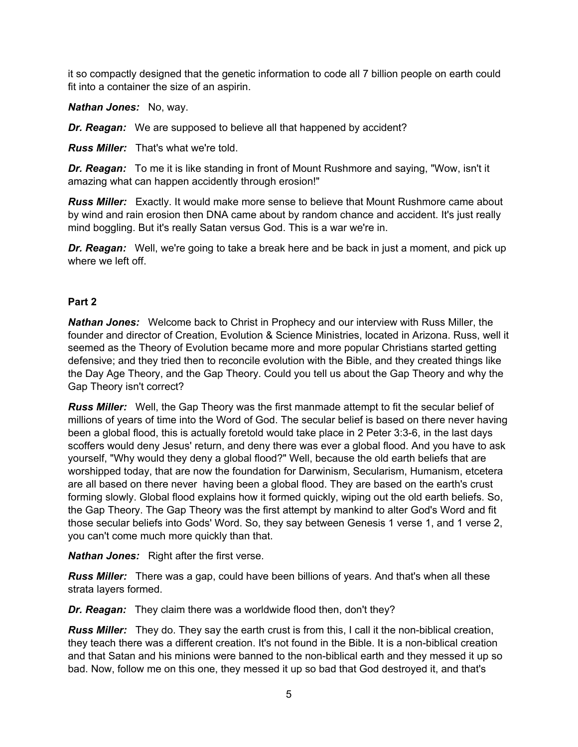it so compactly designed that the genetic information to code all 7 billion people on earth could fit into a container the size of an aspirin.

***Nathan Jones:*** No, way.

***Dr. Reagan:*** We are supposed to believe all that happened by accident?

***Russ Miller:*** That's what we're told.

***Dr. Reagan:*** To me it is like standing in front of Mount Rushmore and saying, "Wow, isn't it amazing what can happen accidently through erosion!"

***Russ Miller:*** Exactly. It would make more sense to believe that Mount Rushmore came about by wind and rain erosion then DNA came about by random chance and accident. It's just really mind boggling. But it's really Satan versus God. This is a war we're in.

***Dr. Reagan:*** Well, we're going to take a break here and be back in just a moment, and pick up where we left off.

**Part 2**

***Nathan Jones:*** Welcome back to Christ in Prophecy and our interview with Russ Miller, the founder and director of Creation, Evolution & Science Ministries, located in Arizona. Russ, well it seemed as the Theory of Evolution became more and more popular Christians started getting defensive; and they tried then to reconcile evolution with the Bible, and they created things like the Day Age Theory, and the Gap Theory. Could you tell us about the Gap Theory and why the Gap Theory isn't correct?

***Russ Miller:*** Well, the Gap Theory was the first manmade attempt to fit the secular belief of millions of years of time into the Word of God. The secular belief is based on there never having been a global flood, this is actually foretold would take place in 2 Peter 3:3-6, in the last days scoffers would deny Jesus' return, and deny there was ever a global flood. And you have to ask yourself, "Why would they deny a global flood?" Well, because the old earth beliefs that are worshipped today, that are now the foundation for Darwinism, Secularism, Humanism, etcetera are all based on there never having been a global flood. They are based on the earth's crust forming slowly. Global flood explains how it formed quickly, wiping out the old earth beliefs. So, the Gap Theory. The Gap Theory was the first attempt by mankind to alter God's Word and fit those secular beliefs into Gods' Word. So, they say between Genesis 1 verse 1, and 1 verse 2, you can't come much more quickly than that.

***Nathan Jones:*** Right after the first verse.

***Russ Miller:*** There was a gap, could have been billions of years. And that's when all these strata layers formed.

***Dr. Reagan:*** They claim there was a worldwide flood then, don't they?

***Russ Miller:*** They do. They say the earth crust is from this, I call it the non-biblical creation, they teach there was a different creation. It's not found in the Bible. It is a non-biblical creation and that Satan and his minions were banned to the non-biblical earth and they messed it up so bad. Now, follow me on this one, they messed it up so bad that God destroyed it, and that's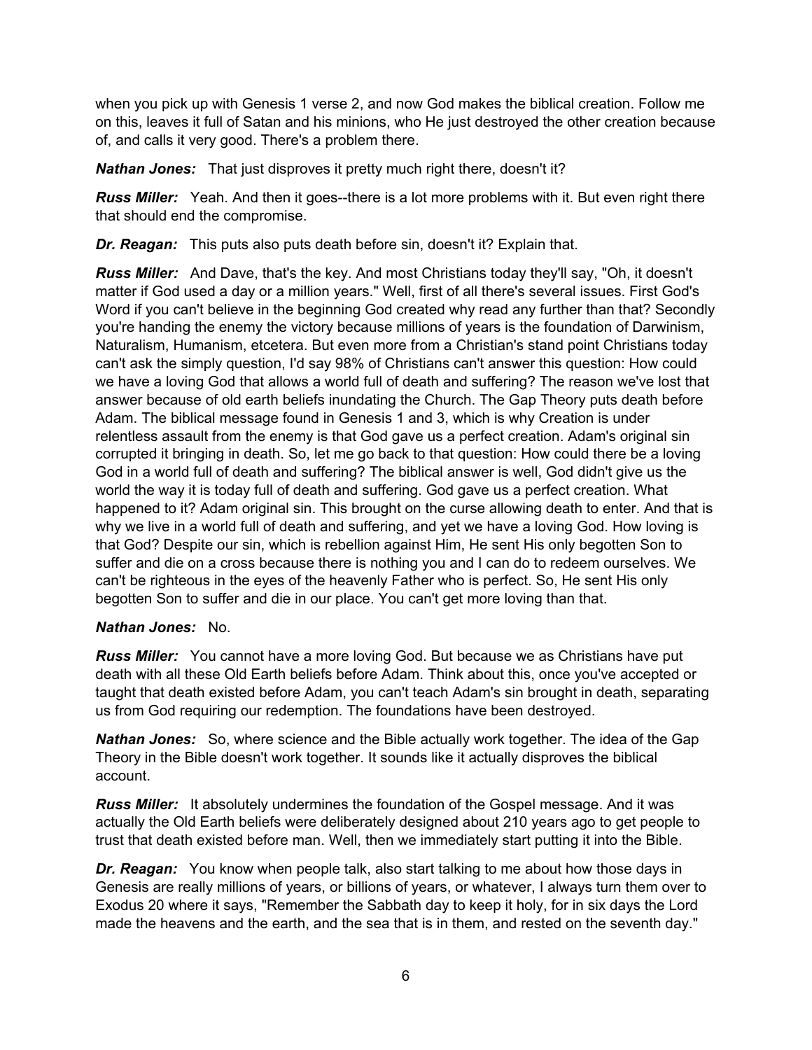when you pick up with Genesis 1 verse 2, and now God makes the biblical creation. Follow me on this, leaves it full of Satan and his minions, who He just destroyed the other creation because of, and calls it very good. There's a problem there.

***Nathan Jones:*** That just disproves it pretty much right there, doesn't it?

***Russ Miller:*** Yeah. And then it goes--there is a lot more problems with it. But even right there that should end the compromise.

***Dr. Reagan:*** This puts also puts death before sin, doesn't it? Explain that.

***Russ Miller:*** And Dave, that's the key. And most Christians today they'll say, "Oh, it doesn't matter if God used a day or a million years." Well, first of all there's several issues. First God's Word if you can't believe in the beginning God created why read any further than that? Secondly you're handing the enemy the victory because millions of years is the foundation of Darwinism, Naturalism, Humanism, etcetera. But even more from a Christian's stand point Christians today can't ask the simply question, I'd say 98% of Christians can't answer this question: How could we have a loving God that allows a world full of death and suffering? The reason we've lost that answer because of old earth beliefs inundating the Church. The Gap Theory puts death before Adam. The biblical message found in Genesis 1 and 3, which is why Creation is under relentless assault from the enemy is that God gave us a perfect creation. Adam's original sin corrupted it bringing in death. So, let me go back to that question: How could there be a loving God in a world full of death and suffering? The biblical answer is well, God didn't give us the world the way it is today full of death and suffering. God gave us a perfect creation. What happened to it? Adam original sin. This brought on the curse allowing death to enter. And that is why we live in a world full of death and suffering, and yet we have a loving God. How loving is that God? Despite our sin, which is rebellion against Him, He sent His only begotten Son to suffer and die on a cross because there is nothing you and I can do to redeem ourselves. We can't be righteous in the eyes of the heavenly Father who is perfect. So, He sent His only begotten Son to suffer and die in our place. You can't get more loving than that.

***Nathan Jones:*** No.

***Russ Miller:*** You cannot have a more loving God. But because we as Christians have put death with all these Old Earth beliefs before Adam. Think about this, once you've accepted or taught that death existed before Adam, you can't teach Adam's sin brought in death, separating us from God requiring our redemption. The foundations have been destroyed.

***Nathan Jones:*** So, where science and the Bible actually work together. The idea of the Gap Theory in the Bible doesn't work together. It sounds like it actually disproves the biblical account.

***Russ Miller:*** It absolutely undermines the foundation of the Gospel message. And it was actually the Old Earth beliefs were deliberately designed about 210 years ago to get people to trust that death existed before man. Well, then we immediately start putting it into the Bible.

***Dr. Reagan:*** You know when people talk, also start talking to me about how those days in Genesis are really millions of years, or billions of years, or whatever, I always turn them over to Exodus 20 where it says, "Remember the Sabbath day to keep it holy, for in six days the Lord made the heavens and the earth, and the sea that is in them, and rested on the seventh day."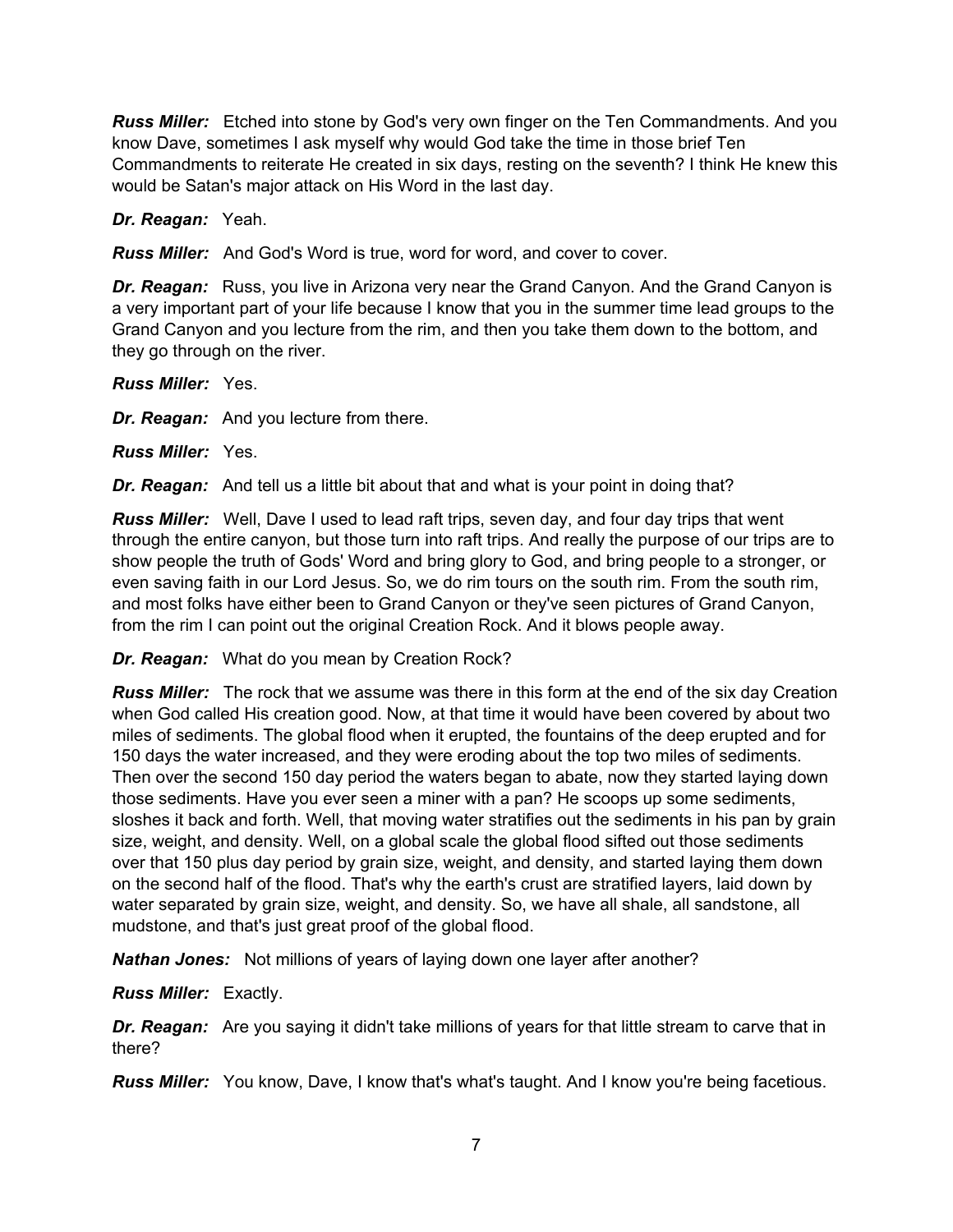***Russ Miller:*** Etched into stone by God's very own finger on the Ten Commandments. And you know Dave, sometimes I ask myself why would God take the time in those brief Ten Commandments to reiterate He created in six days, resting on the seventh? I think He knew this would be Satan's major attack on His Word in the last day.

***Dr. Reagan:*** Yeah.

***Russ Miller:*** And God's Word is true, word for word, and cover to cover.

***Dr. Reagan:*** Russ, you live in Arizona very near the Grand Canyon. And the Grand Canyon is a very important part of your life because I know that you in the summer time lead groups to the Grand Canyon and you lecture from the rim, and then you take them down to the bottom, and they go through on the river.

***Russ Miller:*** Yes.

***Dr. Reagan:*** And you lecture from there.

***Russ Miller:*** Yes.

***Dr. Reagan:*** And tell us a little bit about that and what is your point in doing that?

***Russ Miller:*** Well, Dave I used to lead raft trips, seven day, and four day trips that went through the entire canyon, but those turn into raft trips. And really the purpose of our trips are to show people the truth of Gods' Word and bring glory to God, and bring people to a stronger, or even saving faith in our Lord Jesus. So, we do rim tours on the south rim. From the south rim, and most folks have either been to Grand Canyon or they've seen pictures of Grand Canyon, from the rim I can point out the original Creation Rock. And it blows people away.

***Dr. Reagan:*** What do you mean by Creation Rock?

***Russ Miller:*** The rock that we assume was there in this form at the end of the six day Creation when God called His creation good. Now, at that time it would have been covered by about two miles of sediments. The global flood when it erupted, the fountains of the deep erupted and for 150 days the water increased, and they were eroding about the top two miles of sediments. Then over the second 150 day period the waters began to abate, now they started laying down those sediments. Have you ever seen a miner with a pan? He scoops up some sediments, sloshes it back and forth. Well, that moving water stratifies out the sediments in his pan by grain size, weight, and density. Well, on a global scale the global flood sifted out those sediments over that 150 plus day period by grain size, weight, and density, and started laying them down on the second half of the flood. That's why the earth's crust are stratified layers, laid down by water separated by grain size, weight, and density. So, we have all shale, all sandstone, all mudstone, and that's just great proof of the global flood.

***Nathan Jones:*** Not millions of years of laying down one layer after another?

***Russ Miller:*** Exactly.

***Dr. Reagan:*** Are you saying it didn't take millions of years for that little stream to carve that in there?

***Russ Miller:*** You know, Dave, I know that's what's taught. And I know you're being facetious.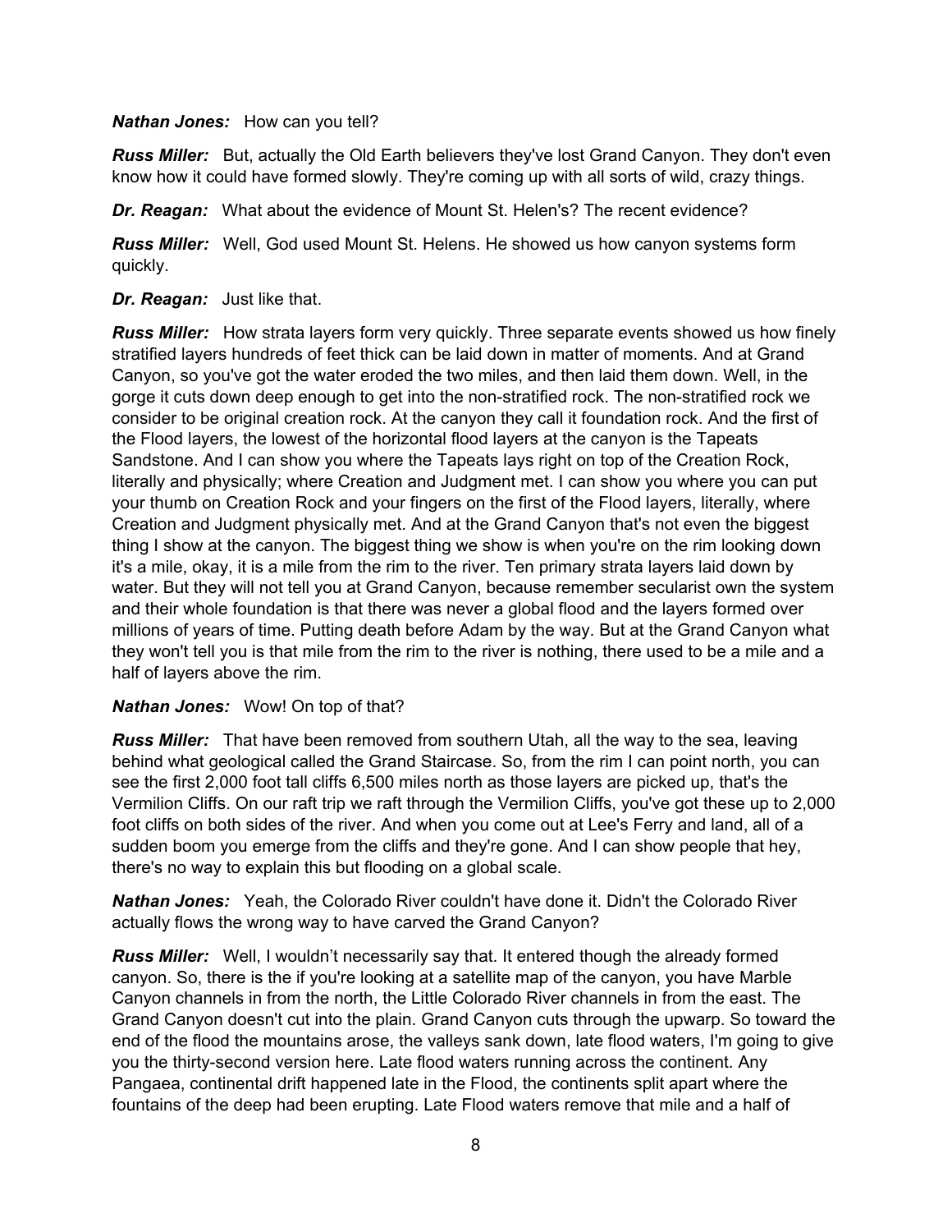***Nathan Jones:*** How can you tell?

***Russ Miller:*** But, actually the Old Earth believers they've lost Grand Canyon. They don't even know how it could have formed slowly. They're coming up with all sorts of wild, crazy things.

***Dr. Reagan:*** What about the evidence of Mount St. Helen's? The recent evidence?

***Russ Miller:*** Well, God used Mount St. Helens. He showed us how canyon systems form quickly.

***Dr. Reagan:*** Just like that.

***Russ Miller:*** How strata layers form very quickly. Three separate events showed us how finely stratified layers hundreds of feet thick can be laid down in matter of moments. And at Grand Canyon, so you've got the water eroded the two miles, and then laid them down. Well, in the gorge it cuts down deep enough to get into the non-stratified rock. The non-stratified rock we consider to be original creation rock. At the canyon they call it foundation rock. And the first of the Flood layers, the lowest of the horizontal flood layers at the canyon is the Tapeats Sandstone. And I can show you where the Tapeats lays right on top of the Creation Rock, literally and physically; where Creation and Judgment met. I can show you where you can put your thumb on Creation Rock and your fingers on the first of the Flood layers, literally, where Creation and Judgment physically met. And at the Grand Canyon that's not even the biggest thing I show at the canyon. The biggest thing we show is when you're on the rim looking down it's a mile, okay, it is a mile from the rim to the river. Ten primary strata layers laid down by water. But they will not tell you at Grand Canyon, because remember secularist own the system and their whole foundation is that there was never a global flood and the layers formed over millions of years of time. Putting death before Adam by the way. But at the Grand Canyon what they won't tell you is that mile from the rim to the river is nothing, there used to be a mile and a half of layers above the rim.

***Nathan Jones:*** Wow! On top of that?

***Russ Miller:*** That have been removed from southern Utah, all the way to the sea, leaving behind what geological called the Grand Staircase. So, from the rim I can point north, you can see the first 2,000 foot tall cliffs 6,500 miles north as those layers are picked up, that's the Vermilion Cliffs. On our raft trip we raft through the Vermilion Cliffs, you've got these up to 2,000 foot cliffs on both sides of the river. And when you come out at Lee's Ferry and land, all of a sudden boom you emerge from the cliffs and they're gone. And I can show people that hey, there's no way to explain this but flooding on a global scale.

***Nathan Jones:*** Yeah, the Colorado River couldn't have done it. Didn't the Colorado River actually flows the wrong way to have carved the Grand Canyon?

***Russ Miller:*** Well, I wouldn't necessarily say that. It entered though the already formed canyon. So, there is the if you're looking at a satellite map of the canyon, you have Marble Canyon channels in from the north, the Little Colorado River channels in from the east. The Grand Canyon doesn't cut into the plain. Grand Canyon cuts through the upwarp. So toward the end of the flood the mountains arose, the valleys sank down, late flood waters, I'm going to give you the thirty-second version here. Late flood waters running across the continent. Any Pangaea, continental drift happened late in the Flood, the continents split apart where the fountains of the deep had been erupting. Late Flood waters remove that mile and a half of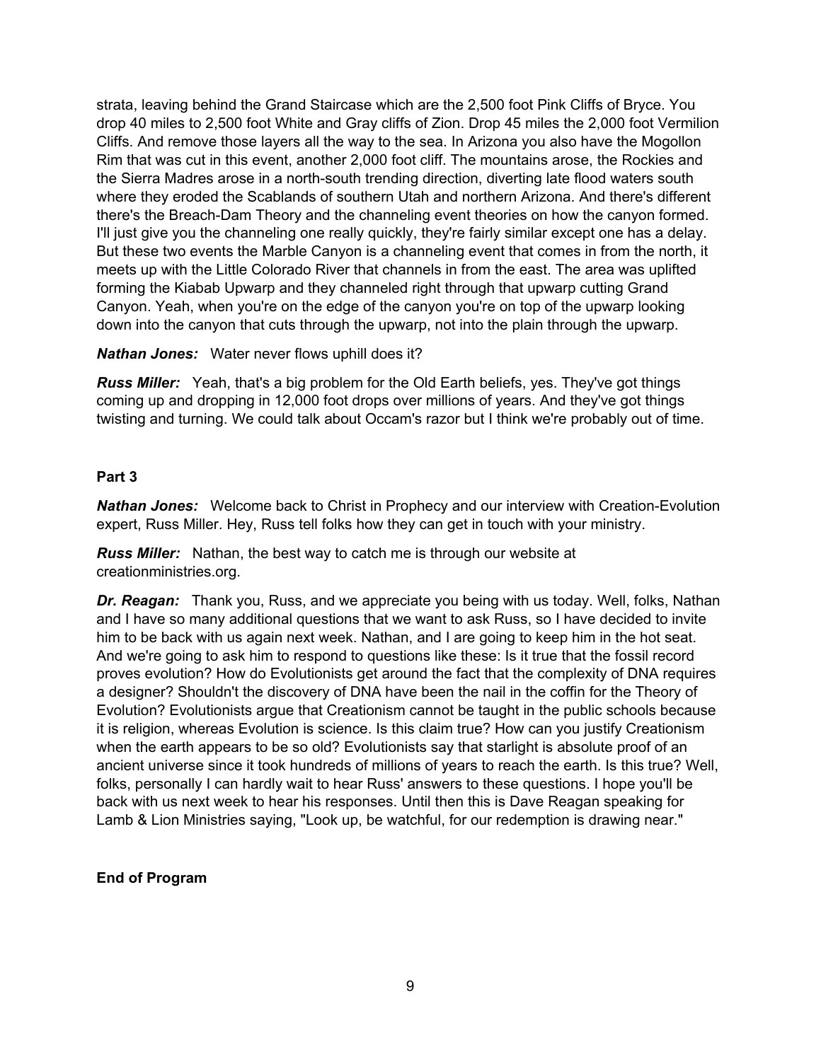strata, leaving behind the Grand Staircase which are the 2,500 foot Pink Cliffs of Bryce. You drop 40 miles to 2,500 foot White and Gray cliffs of Zion. Drop 45 miles the 2,000 foot Vermilion Cliffs. And remove those layers all the way to the sea. In Arizona you also have the Mogollon Rim that was cut in this event, another 2,000 foot cliff. The mountains arose, the Rockies and the Sierra Madres arose in a north-south trending direction, diverting late flood waters south where they eroded the Scablands of southern Utah and northern Arizona. And there's different there's the Breach-Dam Theory and the channeling event theories on how the canyon formed. I'll just give you the channeling one really quickly, they're fairly similar except one has a delay. But these two events the Marble Canyon is a channeling event that comes in from the north, it meets up with the Little Colorado River that channels in from the east. The area was uplifted forming the Kiabab Upwarp and they channeled right through that upwarp cutting Grand Canyon. Yeah, when you're on the edge of the canyon you're on top of the upwarp looking down into the canyon that cuts through the upwarp, not into the plain through the upwarp.

***Nathan Jones:*** Water never flows uphill does it?

***Russ Miller:*** Yeah, that's a big problem for the Old Earth beliefs, yes. They've got things coming up and dropping in 12,000 foot drops over millions of years. And they've got things twisting and turning. We could talk about Occam's razor but I think we're probably out of time.

**Part 3**

***Nathan Jones:*** Welcome back to Christ in Prophecy and our interview with Creation-Evolution expert, Russ Miller. Hey, Russ tell folks how they can get in touch with your ministry.

***Russ Miller:*** Nathan, the best way to catch me is through our website at creationministries.org.

***Dr. Reagan:*** Thank you, Russ, and we appreciate you being with us today. Well, folks, Nathan and I have so many additional questions that we want to ask Russ, so I have decided to invite him to be back with us again next week. Nathan, and I are going to keep him in the hot seat. And we're going to ask him to respond to questions like these: Is it true that the fossil record proves evolution? How do Evolutionists get around the fact that the complexity of DNA requires a designer? Shouldn't the discovery of DNA have been the nail in the coffin for the Theory of Evolution? Evolutionists argue that Creationism cannot be taught in the public schools because it is religion, whereas Evolution is science. Is this claim true? How can you justify Creationism when the earth appears to be so old? Evolutionists say that starlight is absolute proof of an ancient universe since it took hundreds of millions of years to reach the earth. Is this true? Well, folks, personally I can hardly wait to hear Russ' answers to these questions. I hope you'll be back with us next week to hear his responses. Until then this is Dave Reagan speaking for Lamb & Lion Ministries saying, "Look up, be watchful, for our redemption is drawing near."

**End of Program**